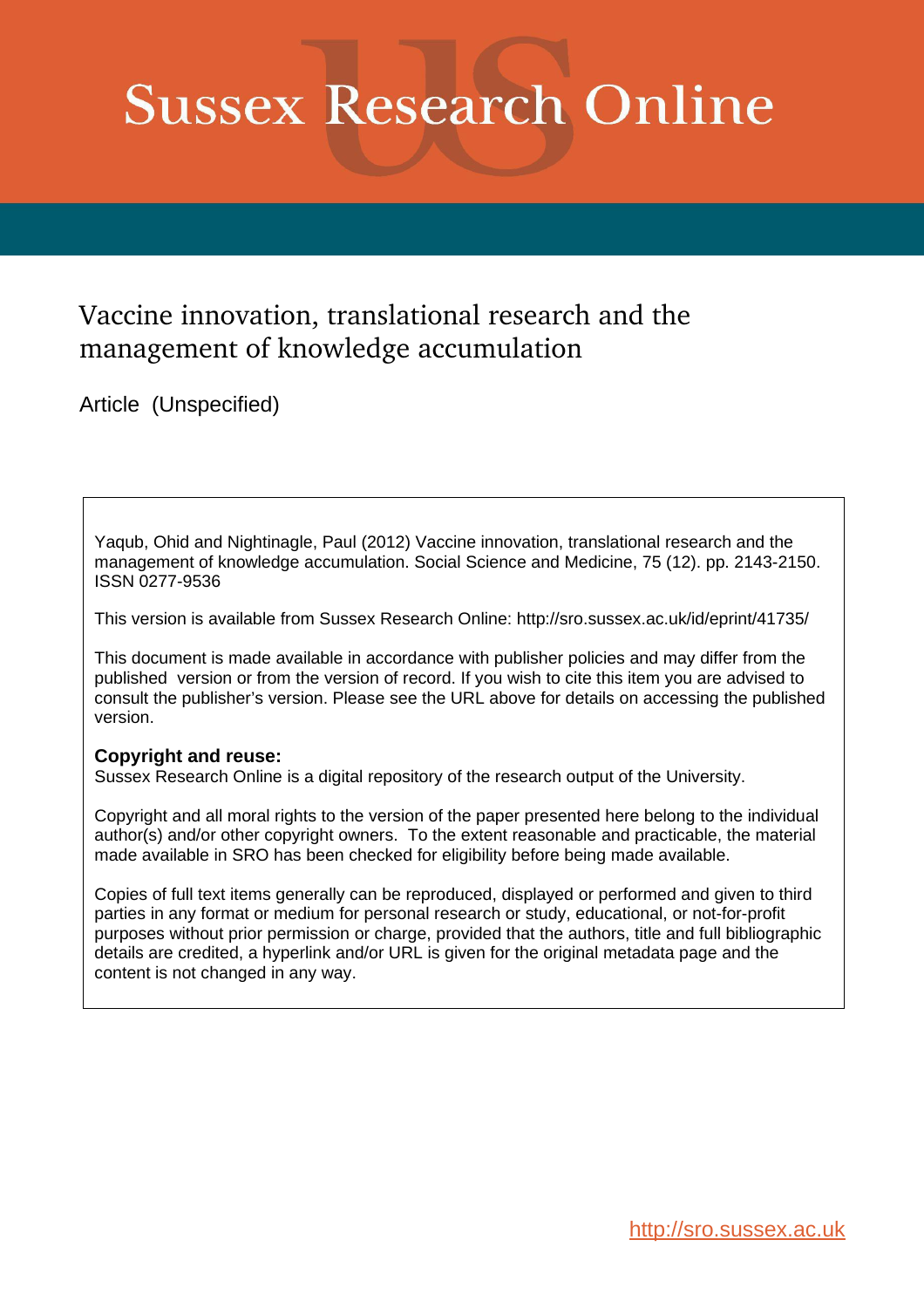# Sussex Research Online

## Vaccine innovation, translational research and the management of knowledge accumulation

Article (Unspecified)

Yaqub, Ohid and Nightingale, Paul (2012) Vaccine innovation, translational research and the management of knowledge accumulation. Social Science and Medicine, 75 (12). pp. 2143-2150. ISSN 0277-9536

This version is available from Sussex Research Online: http://sro.sussex.ac.uk/id/eprint/41735/

This document is made available in accordance with publisher policies and may differ from the published version or from the version of record. If you wish to cite this item you are advised to consult the publisher's version. Please see the URL above for details on accessing the published version.

**Copyright and reuse:**
Sussex Research Online is a digital repository of the research output of the University.

Copyright and all moral rights to the version of the paper presented here belong to the individual author(s) and/or other copyright owners. To the extent reasonable and practicable, the material made available in SRO has been checked for eligibility before being made available.

Copies of full text items generally can be reproduced, displayed or performed and given to third parties in any format or medium for personal research or study, educational, or not-for-profit purposes without prior permission or charge, provided that the authors, title and full bibliographic details are credited, a hyperlink and/or URL is given for the original metadata page and the content is not changed in any way.

http://sro.sussex.ac.uk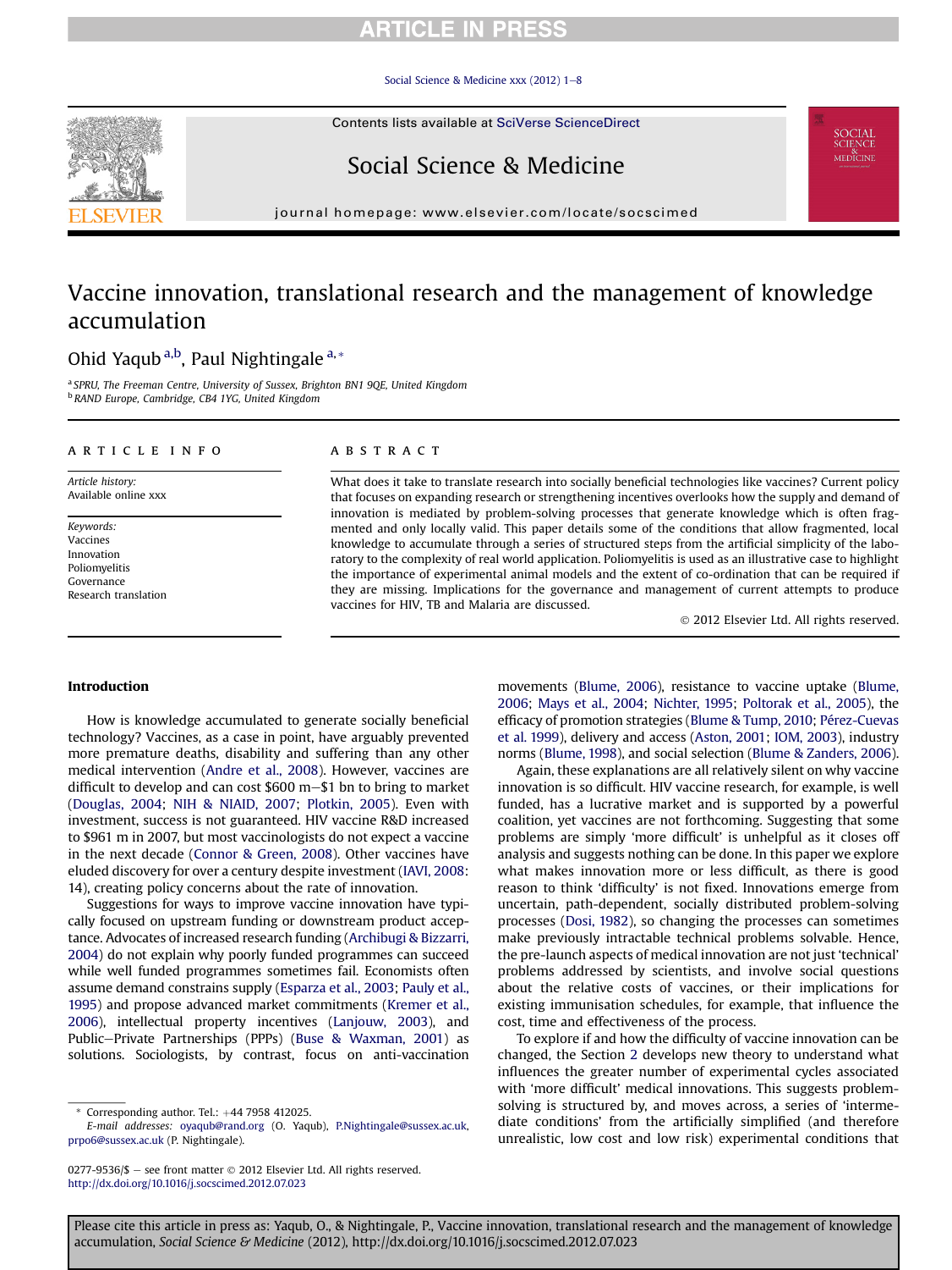# Vaccine innovation, translational research and the management of knowledge accumulation

Ohid Yaqub [a,b], Paul Nightingale [a,*]

[a] SPRU, The Freeman Centre, University of Sussex, Brighton BN1 9QE, United Kingdom
[b] RAND Europe, Cambridge, CB4 1YG, United Kingdom

**ARTICLE INFO**

*Article history:*
Available online xxx

*Keywords:*
Vaccines
Innovation
Poliomyelitis
Governance
Research translation

**ABSTRACT**

What does it take to translate research into socially beneficial technologies like vaccines? Current policy that focuses on expanding research or strengthening incentives overlooks how the supply and demand of innovation is mediated by problem-solving processes that generate knowledge which is often fragmented and only locally valid. This paper details some of the conditions that allow fragmented, local knowledge to accumulate through a series of structured steps from the artificial simplicity of the laboratory to the complexity of real world application. Poliomyelitis is used as an illustrative case to highlight the importance of experimental animal models and the extent of co-ordination that can be required if they are missing. Implications for the governance and management of current attempts to produce vaccines for HIV, TB and Malaria are discussed.

© 2012 Elsevier Ltd. All rights reserved.

## Introduction

How is knowledge accumulated to generate socially beneficial technology? Vaccines, as a case in point, have arguably prevented more premature deaths, disability and suffering than any other medical intervention (Andre et al., 2008). However, vaccines are difficult to develop and can cost $600 m–$1 bn to bring to market (Douglas, 2004; NIH & NIAID, 2007; Plotkin, 2005). Even with investment, success is not guaranteed. HIV vaccine R&D increased to $961 m in 2007, but most vaccinologists do not expect a vaccine in the next decade (Connor & Green, 2008). Other vaccines have eluded discovery for over a century despite investment (IAVI, 2008: 14), creating policy concerns about the rate of innovation.

Suggestions for ways to improve vaccine innovation have typically focused on upstream funding or downstream product acceptance. Advocates of increased research funding (Archibugi & Bizzarri, 2004) do not explain why poorly funded programmes can succeed while well funded programmes sometimes fail. Economists often assume demand constrains supply (Esparza et al., 2003; Pauly et al., 1995) and propose advanced market commitments (Kremer et al., 2006), intellectual property incentives (Lanjouw, 2003), and Public–Private Partnerships (PPPs) (Buse & Waxman, 2001) as solutions. Sociologists, by contrast, focus on anti-vaccination movements (Blume, 2006), resistance to vaccine uptake (Blume, 2006; Mays et al., 2004; Nichter, 1995; Poltorak et al., 2005), the efficacy of promotion strategies (Blume & Tump, 2010; Pérez-Cuevas et al. 1999), delivery and access (Aston, 2001; IOM, 2003), industry norms (Blume, 1998), and social selection (Blume & Zanders, 2006).

Again, these explanations are all relatively silent on why vaccine innovation is so difficult. HIV vaccine research, for example, is well funded, has a lucrative market and is supported by a powerful coalition, yet vaccines are not forthcoming. Suggesting that some problems are simply 'more difficult' is unhelpful as it closes off analysis and suggests nothing can be done. In this paper we explore what makes innovation more or less difficult, as there is good reason to think 'difficulty' is not fixed. Innovations emerge from uncertain, path-dependent, socially distributed problem-solving processes (Dosi, 1982), so changing the processes can sometimes make previously intractable technical problems solvable. Hence, the pre-launch aspects of medical innovation are not just 'technical' problems addressed by scientists, and involve social questions about the relative costs of vaccines, or their implications for existing immunisation schedules, for example, that influence the cost, time and effectiveness of the process.

To explore if and how the difficulty of vaccine innovation can be changed, the Section 2 develops new theory to understand what influences the greater number of experimental cycles associated with 'more difficult' medical innovations. This suggests problem-solving is structured by, and moves across, a series of 'intermediate conditions' from the artificially simplified (and therefore unrealistic, low cost and low risk) experimental conditions that

---

* Corresponding author. Tel.: +44 7958 412025.
E-mail addresses: oyaqub@rand.org (O. Yaqub), P.Nightingale@sussex.ac.uk, prpo6@sussex.ac.uk (P. Nightingale).

0277-9536/$ – see front matter © 2012 Elsevier Ltd. All rights reserved.
http://dx.doi.org/10.1016/j.socscimed.2012.07.023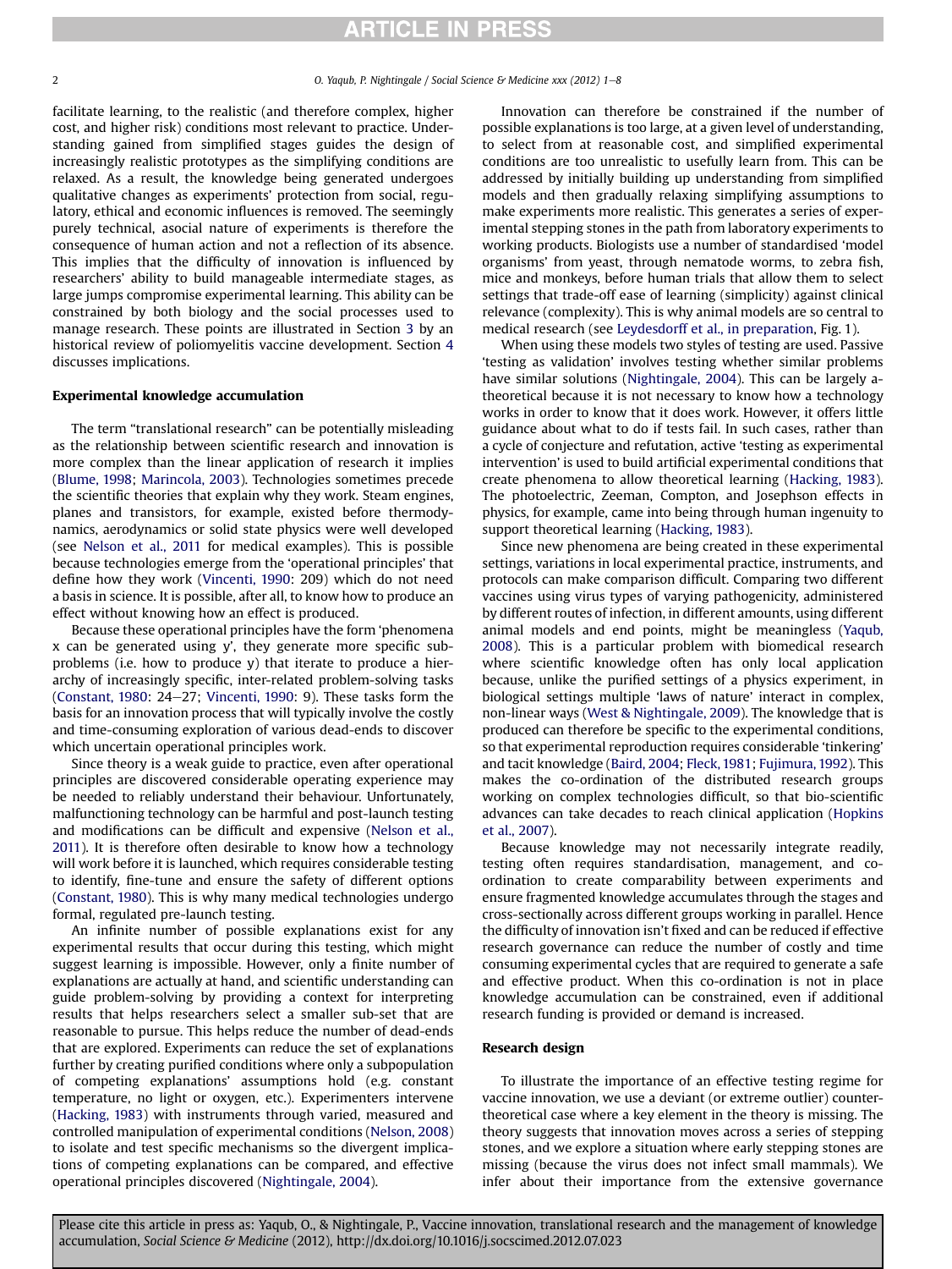facilitate learning, to the realistic (and therefore complex, higher cost, and higher risk) conditions most relevant to practice. Understanding gained from simplified stages guides the design of increasingly realistic prototypes as the simplifying conditions are relaxed. As a result, the knowledge being generated undergoes qualitative changes as experiments' protection from social, regulatory, ethical and economic influences is removed. The seemingly purely technical, asocial nature of experiments is therefore the consequence of human action and not a reflection of its absence. This implies that the difficulty of innovation is influenced by researchers' ability to build manageable intermediate stages, as large jumps compromise experimental learning. This ability can be constrained by both biology and the social processes used to manage research. These points are illustrated in Section 3 by an historical review of poliomyelitis vaccine development. Section 4 discusses implications.

## Experimental knowledge accumulation

The term "translational research" can be potentially misleading as the relationship between scientific research and innovation is more complex than the linear application of research it implies (Blume, 1998; Marincola, 2003). Technologies sometimes precede the scientific theories that explain why they work. Steam engines, planes and transistors, for example, existed before thermodynamics, aerodynamics or solid state physics were well developed (see Nelson et al., 2011 for medical examples). This is possible because technologies emerge from the 'operational principles' that define how they work (Vincenti, 1990: 209) which do not need a basis in science. It is possible, after all, to know how to produce an effect without knowing how an effect is produced.

Because these operational principles have the form 'phenomena x can be generated using y', they generate more specific sub-problems (i.e. how to produce y) that iterate to produce a hierarchy of increasingly specific, inter-related problem-solving tasks (Constant, 1980: 24–27; Vincenti, 1990: 9). These tasks form the basis for an innovation process that will typically involve the costly and time-consuming exploration of various dead-ends to discover which uncertain operational principles work.

Since theory is a weak guide to practice, even after operational principles are discovered considerable operating experience may be needed to reliably understand their behaviour. Unfortunately, malfunctioning technology can be harmful and post-launch testing and modifications can be difficult and expensive (Nelson et al., 2011). It is therefore often desirable to know how a technology will work before it is launched, which requires considerable testing to identify, fine-tune and ensure the safety of different options (Constant, 1980). This is why many medical technologies undergo formal, regulated pre-launch testing.

An infinite number of possible explanations exist for any experimental results that occur during this testing, which might suggest learning is impossible. However, only a finite number of explanations are actually at hand, and scientific understanding can guide problem-solving by providing a context for interpreting results that helps researchers select a smaller sub-set that are reasonable to pursue. This helps reduce the number of dead-ends that are explored. Experiments can reduce the set of explanations further by creating purified conditions where only a subpopulation of competing explanations' assumptions hold (e.g. constant temperature, no light or oxygen, etc.). Experimenters intervene (Hacking, 1983) with instruments through varied, measured and controlled manipulation of experimental conditions (Nelson, 2008) to isolate and test specific mechanisms so the divergent implications of competing explanations can be compared, and effective operational principles discovered (Nightingale, 2004).

Innovation can therefore be constrained if the number of possible explanations is too large, at a given level of understanding, to select from at reasonable cost, and simplified experimental conditions are too unrealistic to usefully learn from. This can be addressed by initially building up understanding from simplified models and then gradually relaxing simplifying assumptions to make experiments more realistic. This generates a series of experimental stepping stones in the path from laboratory experiments to working products. Biologists use a number of standardised 'model organisms' from yeast, through nematode worms, to zebra fish, mice and monkeys, before human trials that allow them to select settings that trade-off ease of learning (simplicity) against clinical relevance (complexity). This is why animal models are so central to medical research (see Leydesdorff et al., in preparation, Fig. 1).

When using these models two styles of testing are used. Passive 'testing as validation' involves testing whether similar problems have similar solutions (Nightingale, 2004). This can be largely a-theoretical because it is not necessary to know how a technology works in order to know that it does work. However, it offers little guidance about what to do if tests fail. In such cases, rather than a cycle of conjecture and refutation, active 'testing as experimental intervention' is used to build artificial experimental conditions that create phenomena to allow theoretical learning (Hacking, 1983). The photoelectric, Zeeman, Compton, and Josephson effects in physics, for example, came into being through human ingenuity to support theoretical learning (Hacking, 1983).

Since new phenomena are being created in these experimental settings, variations in local experimental practice, instruments, and protocols can make comparison difficult. Comparing two different vaccines using virus types of varying pathogenicity, administered by different routes of infection, in different amounts, using different animal models and end points, might be meaningless (Yaqub, 2008). This is a particular problem with biomedical research where scientific knowledge often has only local application because, unlike the purified settings of a physics experiment, in biological settings multiple 'laws of nature' interact in complex, non-linear ways (West & Nightingale, 2009). The knowledge that is produced can therefore be specific to the experimental conditions, so that experimental reproduction requires considerable 'tinkering' and tacit knowledge (Baird, 2004; Fleck, 1981; Fujimura, 1992). This makes the co-ordination of the distributed research groups working on complex technologies difficult, so that bio-scientific advances can take decades to reach clinical application (Hopkins et al., 2007).

Because knowledge may not necessarily integrate readily, testing often requires standardisation, management, and co-ordination to create comparability between experiments and ensure fragmented knowledge accumulates through the stages and cross-sectionally across different groups working in parallel. Hence the difficulty of innovation isn't fixed and can be reduced if effective research governance can reduce the number of costly and time consuming experimental cycles that are required to generate a safe and effective product. When this co-ordination is not in place knowledge accumulation can be constrained, even if additional research funding is provided or demand is increased.

## Research design

To illustrate the importance of an effective testing regime for vaccine innovation, we use a deviant (or extreme outlier) counter-theoretical case where a key element in the theory is missing. The theory suggests that innovation moves across a series of stepping stones, and we explore a situation where early stepping stones are missing (because the virus does not infect small mammals). We infer about their importance from the extensive governance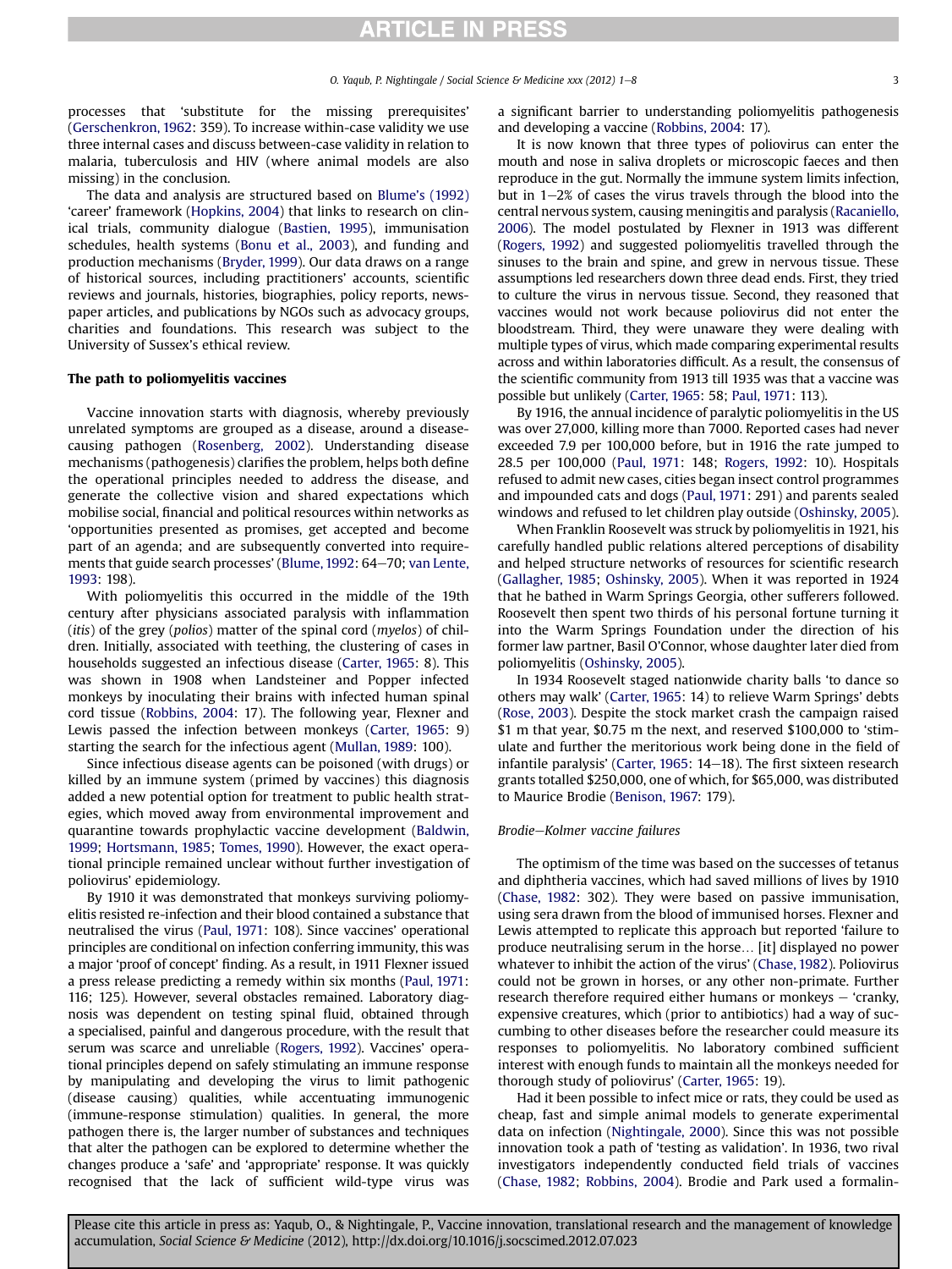processes that 'substitute for the missing prerequisites' (Gerschenkron, 1962: 359). To increase within-case validity we use three internal cases and discuss between-case validity in relation to malaria, tuberculosis and HIV (where animal models are also missing) in the conclusion.

The data and analysis are structured based on Blume's (1992) 'career' framework (Hopkins, 2004) that links to research on clinical trials, community dialogue (Bastien, 1995), immunisation schedules, health systems (Bonu et al., 2003), and funding and production mechanisms (Bryder, 1999). Our data draws on a range of historical sources, including practitioners' accounts, scientific reviews and journals, histories, biographies, policy reports, newspaper articles, and publications by NGOs such as advocacy groups, charities and foundations. This research was subject to the University of Sussex's ethical review.

## The path to poliomyelitis vaccines

Vaccine innovation starts with diagnosis, whereby previously unrelated symptoms are grouped as a disease, around a disease-causing pathogen (Rosenberg, 2002). Understanding disease mechanisms (pathogenesis) clarifies the problem, helps both define the operational principles needed to address the disease, and generate the collective vision and shared expectations which mobilise social, financial and political resources within networks as 'opportunities presented as promises, get accepted and become part of an agenda; and are subsequently converted into requirements that guide search processes' (Blume, 1992: 64–70; van Lente, 1993: 198).

With poliomyelitis this occurred in the middle of the 19th century after physicians associated paralysis with inflammation (*itis*) of the grey (*polios*) matter of the spinal cord (*myelos*) of children. Initially, associated with teething, the clustering of cases in households suggested an infectious disease (Carter, 1965: 8). This was shown in 1908 when Landsteiner and Popper infected monkeys by inoculating their brains with infected human spinal cord tissue (Robbins, 2004: 17). The following year, Flexner and Lewis passed the infection between monkeys (Carter, 1965: 9) starting the search for the infectious agent (Mullan, 1989: 100).

Since infectious disease agents can be poisoned (with drugs) or killed by an immune system (primed by vaccines) this diagnosis added a new potential option for treatment to public health strategies, which moved away from environmental improvement and quarantine towards prophylactic vaccine development (Baldwin, 1999; Hortsmann, 1985; Tomes, 1990). However, the exact operational principle remained unclear without further investigation of poliovirus' epidemiology.

By 1910 it was demonstrated that monkeys surviving poliomyelitis resisted re-infection and their blood contained a substance that neutralised the virus (Paul, 1971: 108). Since vaccines' operational principles are conditional on infection conferring immunity, this was a major 'proof of concept' finding. As a result, in 1911 Flexner issued a press release predicting a remedy within six months (Paul, 1971: 116; 125). However, several obstacles remained. Laboratory diagnosis was dependent on testing spinal fluid, obtained through a specialised, painful and dangerous procedure, with the result that serum was scarce and unreliable (Rogers, 1992). Vaccines' operational principles depend on safely stimulating an immune response by manipulating and developing the virus to limit pathogenic (disease causing) qualities, while accentuating immunogenic (immune-response stimulation) qualities. In general, the more pathogen there is, the larger number of substances and techniques that alter the pathogen can be explored to determine whether the changes produce a 'safe' and 'appropriate' response. It was quickly recognised that the lack of sufficient wild-type virus was a significant barrier to understanding poliomyelitis pathogenesis and developing a vaccine (Robbins, 2004: 17).

It is now known that three types of poliovirus can enter the mouth and nose in saliva droplets or microscopic faeces and then reproduce in the gut. Normally the immune system limits infection, but in 1–2% of cases the virus travels through the blood into the central nervous system, causing meningitis and paralysis (Racaniello, 2006). The model postulated by Flexner in 1913 was different (Rogers, 1992) and suggested poliomyelitis travelled through the sinuses to the brain and spine, and grew in nervous tissue. These assumptions led researchers down three dead ends. First, they tried to culture the virus in nervous tissue. Second, they reasoned that vaccines would not work because poliovirus did not enter the bloodstream. Third, they were unaware they were dealing with multiple types of virus, which made comparing experimental results across and within laboratories difficult. As a result, the consensus of the scientific community from 1913 till 1935 was that a vaccine was possible but unlikely (Carter, 1965: 58; Paul, 1971: 113).

By 1916, the annual incidence of paralytic poliomyelitis in the US was over 27,000, killing more than 7000. Reported cases had never exceeded 7.9 per 100,000 before, but in 1916 the rate jumped to 28.5 per 100,000 (Paul, 1971: 148; Rogers, 1992: 10). Hospitals refused to admit new cases, cities began insect control programmes and impounded cats and dogs (Paul, 1971: 291) and parents sealed windows and refused to let children play outside (Oshinsky, 2005).

When Franklin Roosevelt was struck by poliomyelitis in 1921, his carefully handled public relations altered perceptions of disability and helped structure networks of resources for scientific research (Gallagher, 1985; Oshinsky, 2005). When it was reported in 1924 that he bathed in Warm Springs Georgia, other sufferers followed. Roosevelt then spent two thirds of his personal fortune turning it into the Warm Springs Foundation under the direction of his former law partner, Basil O'Connor, whose daughter later died from poliomyelitis (Oshinsky, 2005).

In 1934 Roosevelt staged nationwide charity balls 'to dance so others may walk' (Carter, 1965: 14) to relieve Warm Springs' debts (Rose, 2003). Despite the stock market crash the campaign raised $1 m that year, $0.75 m the next, and reserved $100,000 to 'stimulate and further the meritorious work being done in the field of infantile paralysis' (Carter, 1965: 14–18). The first sixteen research grants totalled $250,000, one of which, for $65,000, was distributed to Maurice Brodie (Benison, 1967: 179).

### *Brodie–Kolmer vaccine failures*

The optimism of the time was based on the successes of tetanus and diphtheria vaccines, which had saved millions of lives by 1910 (Chase, 1982: 302). They were based on passive immunisation, using sera drawn from the blood of immunised horses. Flexner and Lewis attempted to replicate this approach but reported 'failure to produce neutralising serum in the horse… [it] displayed no power whatever to inhibit the action of the virus' (Chase, 1982). Poliovirus could not be grown in horses, or any other non-primate. Further research therefore required either humans or monkeys – 'cranky, expensive creatures, which (prior to antibiotics) had a way of succumbing to other diseases before the researcher could measure its responses to poliomyelitis. No laboratory combined sufficient interest with enough funds to maintain all the monkeys needed for thorough study of poliovirus' (Carter, 1965: 19).

Had it been possible to infect mice or rats, they could be used as cheap, fast and simple animal models to generate experimental data on infection (Nightingale, 2000). Since this was not possible innovation took a path of 'testing as validation'. In 1936, two rival investigators independently conducted field trials of vaccines (Chase, 1982; Robbins, 2004). Brodie and Park used a formalin-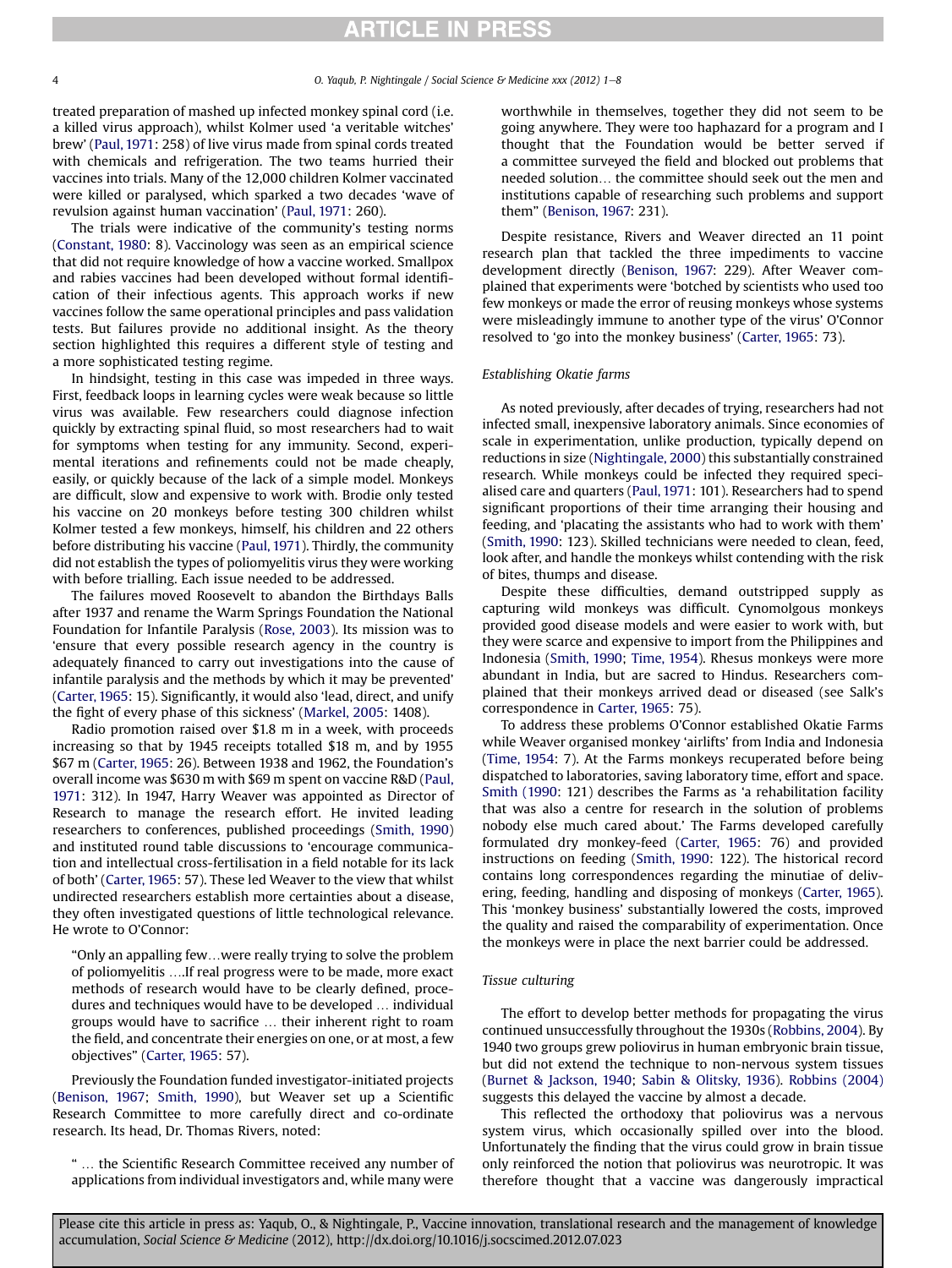treated preparation of mashed up infected monkey spinal cord (i.e. a killed virus approach), whilst Kolmer used 'a veritable witches' brew' (Paul, 1971: 258) of live virus made from spinal cords treated with chemicals and refrigeration. The two teams hurried their vaccines into trials. Many of the 12,000 children Kolmer vaccinated were killed or paralysed, which sparked a two decades 'wave of revulsion against human vaccination' (Paul, 1971: 260).

The trials were indicative of the community's testing norms (Constant, 1980: 8). Vaccinology was seen as an empirical science that did not require knowledge of how a vaccine worked. Smallpox and rabies vaccines had been developed without formal identification of their infectious agents. This approach works if new vaccines follow the same operational principles and pass validation tests. But failures provide no additional insight. As the theory section highlighted this requires a different style of testing and a more sophisticated testing regime.

In hindsight, testing in this case was impeded in three ways. First, feedback loops in learning cycles were weak because so little virus was available. Few researchers could diagnose infection quickly by extracting spinal fluid, so most researchers had to wait for symptoms when testing for any immunity. Second, experimental iterations and refinements could not be made cheaply, easily, or quickly because of the lack of a simple model. Monkeys are difficult, slow and expensive to work with. Brodie only tested his vaccine on 20 monkeys before testing 300 children whilst Kolmer tested a few monkeys, himself, his children and 22 others before distributing his vaccine (Paul, 1971). Thirdly, the community did not establish the types of poliomyelitis virus they were working with before trialling. Each issue needed to be addressed.

The failures moved Roosevelt to abandon the Birthdays Balls after 1937 and rename the Warm Springs Foundation the National Foundation for Infantile Paralysis (Rose, 2003). Its mission was to 'ensure that every possible research agency in the country is adequately financed to carry out investigations into the cause of infantile paralysis and the methods by which it may be prevented' (Carter, 1965: 15). Significantly, it would also 'lead, direct, and unify the fight of every phase of this sickness' (Markel, 2005: 1408).

Radio promotion raised over $1.8 m in a week, with proceeds increasing so that by 1945 receipts totalled $18 m, and by 1955 $67 m (Carter, 1965: 26). Between 1938 and 1962, the Foundation's overall income was $630 m with $69 m spent on vaccine R&D (Paul, 1971: 312). In 1947, Harry Weaver was appointed as Director of Research to manage the research effort. He invited leading researchers to conferences, published proceedings (Smith, 1990) and instituted round table discussions to 'encourage communication and intellectual cross-fertilisation in a field notable for its lack of both' (Carter, 1965: 57). These led Weaver to the view that whilst undirected researchers establish more certainties about a disease, they often investigated questions of little technological relevance. He wrote to O'Connor:

> "Only an appalling few…were really trying to solve the problem of poliomyelitis ….If real progress were to be made, more exact methods of research would have to be clearly defined, procedures and techniques would have to be developed … individual groups would have to sacrifice … their inherent right to roam the field, and concentrate their energies on one, or at most, a few objectives" (Carter, 1965: 57).

Previously the Foundation funded investigator-initiated projects (Benison, 1967; Smith, 1990), but Weaver set up a Scientific Research Committee to more carefully direct and co-ordinate research. Its head, Dr. Thomas Rivers, noted:

> " … the Scientific Research Committee received any number of applications from individual investigators and, while many were worthwhile in themselves, together they did not seem to be going anywhere. They were too haphazard for a program and I thought that the Foundation would be better served if a committee surveyed the field and blocked out problems that needed solution… the committee should seek out the men and institutions capable of researching such problems and support them" (Benison, 1967: 231).

Despite resistance, Rivers and Weaver directed an 11 point research plan that tackled the three impediments to vaccine development directly (Benison, 1967: 229). After Weaver complained that experiments were 'botched by scientists who used too few monkeys or made the error of reusing monkeys whose systems were misleadingly immune to another type of the virus' O'Connor resolved to 'go into the monkey business' (Carter, 1965: 73).

### *Establishing Okatie farms*

As noted previously, after decades of trying, researchers had not infected small, inexpensive laboratory animals. Since economies of scale in experimentation, unlike production, typically depend on reductions in size (Nightingale, 2000) this substantially constrained research. While monkeys could be infected they required specialised care and quarters (Paul, 1971: 101). Researchers had to spend significant proportions of their time arranging their housing and feeding, and 'placating the assistants who had to work with them' (Smith, 1990: 123). Skilled technicians were needed to clean, feed, look after, and handle the monkeys whilst contending with the risk of bites, thumps and disease.

Despite these difficulties, demand outstripped supply as capturing wild monkeys was difficult. Cynomolgous monkeys provided good disease models and were easier to work with, but they were scarce and expensive to import from the Philippines and Indonesia (Smith, 1990; Time, 1954). Rhesus monkeys were more abundant in India, but are sacred to Hindus. Researchers complained that their monkeys arrived dead or diseased (see Salk's correspondence in Carter, 1965: 75).

To address these problems O'Connor established Okatie Farms while Weaver organised monkey 'airlifts' from India and Indonesia (Time, 1954: 7). At the Farms monkeys recuperated before being dispatched to laboratories, saving laboratory time, effort and space. Smith (1990: 121) describes the Farms as 'a rehabilitation facility that was also a centre for research in the solution of problems nobody else much cared about.' The Farms developed carefully formulated dry monkey-feed (Carter, 1965: 76) and provided instructions on feeding (Smith, 1990: 122). The historical record contains long correspondences regarding the minutiae of delivering, feeding, handling and disposing of monkeys (Carter, 1965). This 'monkey business' substantially lowered the costs, improved the quality and raised the comparability of experimentation. Once the monkeys were in place the next barrier could be addressed.

### *Tissue culturing*

The effort to develop better methods for propagating the virus continued unsuccessfully throughout the 1930s (Robbins, 2004). By 1940 two groups grew poliovirus in human embryonic brain tissue, but did not extend the technique to non-nervous system tissues (Burnet & Jackson, 1940; Sabin & Olitsky, 1936). Robbins (2004) suggests this delayed the vaccine by almost a decade.

This reflected the orthodoxy that poliovirus was a nervous system virus, which occasionally spilled over into the blood. Unfortunately the finding that the virus could grow in brain tissue only reinforced the notion that poliovirus was neurotropic. It was therefore thought that a vaccine was dangerously impractical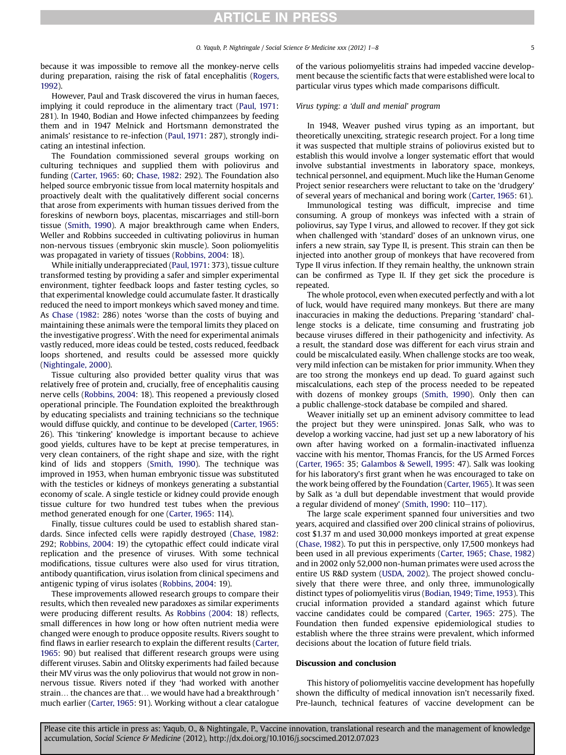because it was impossible to remove all the monkey-nerve cells during preparation, raising the risk of fatal encephalitis (Rogers, 1992).

However, Paul and Trask discovered the virus in human faeces, implying it could reproduce in the alimentary tract (Paul, 1971: 281). In 1940, Bodian and Howe infected chimpanzees by feeding them and in 1947 Melnick and Hortsmann demonstrated the animals' resistance to re-infection (Paul, 1971: 287), strongly indicating an intestinal infection.

The Foundation commissioned several groups working on culturing techniques and supplied them with poliovirus and funding (Carter, 1965: 60; Chase, 1982: 292). The Foundation also helped source embryonic tissue from local maternity hospitals and proactively dealt with the qualitatively different social concerns that arose from experiments with human tissues derived from the foreskins of newborn boys, placentas, miscarriages and still-born tissue (Smith, 1990). A major breakthrough came when Enders, Weller and Robbins succeeded in cultivating poliovirus in human non-nervous tissues (embryonic skin muscle). Soon poliomyelitis was propagated in variety of tissues (Robbins, 2004: 18).

While initially underappreciated (Paul, 1971: 373), tissue culture transformed testing by providing a safer and simpler experimental environment, tighter feedback loops and faster testing cycles, so that experimental knowledge could accumulate faster. It drastically reduced the need to import monkeys which saved money and time. As Chase (1982: 286) notes 'worse than the costs of buying and maintaining these animals were the temporal limits they placed on the investigative progress'. With the need for experimental animals vastly reduced, more ideas could be tested, costs reduced, feedback loops shortened, and results could be assessed more quickly (Nightingale, 2000).

Tissue culturing also provided better quality virus that was relatively free of protein and, crucially, free of encephalitis causing nerve cells (Robbins, 2004: 18). This reopened a previously closed operational principle. The Foundation exploited the breakthrough by educating specialists and training technicians so the technique would diffuse quickly, and continue to be developed (Carter, 1965: 26). This 'tinkering' knowledge is important because to achieve good yields, cultures have to be kept at precise temperatures, in very clean containers, of the right shape and size, with the right kind of lids and stoppers (Smith, 1990). The technique was improved in 1953, when human embryonic tissue was substituted with the testicles or kidneys of monkeys generating a substantial economy of scale. A single testicle or kidney could provide enough tissue culture for two hundred test tubes when the previous method generated enough for one (Carter, 1965: 114).

Finally, tissue cultures could be used to establish shared standards. Since infected cells were rapidly destroyed (Chase, 1982: 292; Robbins, 2004: 19) the cytopathic effect could indicate viral replication and the presence of viruses. With some technical modifications, tissue cultures were also used for virus titration, antibody quantification, virus isolation from clinical specimens and antigenic typing of virus isolates (Robbins, 2004: 19).

These improvements allowed research groups to compare their results, which then revealed new paradoxes as similar experiments were producing different results. As Robbins (2004: 18) reflects, small differences in how long or how often nutrient media were changed were enough to produce opposite results. Rivers sought to find flaws in earlier research to explain the different results (Carter, 1965: 90) but realised that different research groups were using different viruses. Sabin and Olitsky experiments had failed because their MV virus was the only poliovirus that would not grow in non-nervous tissue. Rivers noted if they 'had worked with another strain… the chances are that… we would have had a breakthrough' much earlier (Carter, 1965: 91). Working without a clear catalogue of the various poliomyelitis strains had impeded vaccine development because the scientific facts that were established were local to particular virus types which made comparisons difficult.

*Virus typing: a 'dull and menial' program*

In 1948, Weaver pushed virus typing as an important, but theoretically unexciting, strategic research project. For a long time it was suspected that multiple strains of poliovirus existed but to establish this would involve a longer systematic effort that would involve substantial investments in laboratory space, monkeys, technical personnel, and equipment. Much like the Human Genome Project senior researchers were reluctant to take on the 'drudgery' of several years of mechanical and boring work (Carter, 1965: 61).

Immunological testing was difficult, imprecise and time consuming. A group of monkeys was infected with a strain of poliovirus, say Type I virus, and allowed to recover. If they got sick when challenged with 'standard' doses of an unknown virus, one infers a new strain, say Type II, is present. This strain can then be injected into another group of monkeys that have recovered from Type II virus infection. If they remain healthy, the unknown strain can be confirmed as Type II. If they get sick the procedure is repeated.

The whole protocol, even when executed perfectly and with a lot of luck, would have required many monkeys. But there are many inaccuracies in making the deductions. Preparing 'standard' challenge stocks is a delicate, time consuming and frustrating job because viruses differed in their pathogenicity and infectivity. As a result, the standard dose was different for each virus strain and could be miscalculated easily. When challenge stocks are too weak, very mild infection can be mistaken for prior immunity. When they are too strong the monkeys end up dead. To guard against such miscalculations, each step of the process needed to be repeated with dozens of monkey groups (Smith, 1990). Only then can a public challenge-stock database be compiled and shared.

Weaver initially set up an eminent advisory committee to lead the project but they were uninspired. Jonas Salk, who was to develop a working vaccine, had just set up a new laboratory of his own after having worked on a formalin-inactivated influenza vaccine with his mentor, Thomas Francis, for the US Armed Forces (Carter, 1965: 35; Galambos & Sewell, 1995: 47). Salk was looking for his laboratory's first grant when he was encouraged to take on the work being offered by the Foundation (Carter, 1965). It was seen by Salk as 'a dull but dependable investment that would provide a regular dividend of money' (Smith, 1990: 110–117).

The large scale experiment spanned four universities and two years, acquired and classified over 200 clinical strains of poliovirus, cost \$1.37 m and used 30,000 monkeys imported at great expense (Chase, 1982). To put this in perspective, only 17,500 monkeys had been used in all previous experiments (Carter, 1965; Chase, 1982) and in 2002 only 52,000 non-human primates were used across the entire US R&D system (USDA, 2002). The project showed conclusively that there were three, and only three, immunologically distinct types of poliomyelitis virus (Bodian, 1949; Time, 1953). This crucial information provided a standard against which future vaccine candidates could be compared (Carter, 1965: 275). The Foundation then funded expensive epidemiological studies to establish where the three strains were prevalent, which informed decisions about the location of future field trials.

## Discussion and conclusion

This history of poliomyelitis vaccine development has hopefully shown the difficulty of medical innovation isn't necessarily fixed. Pre-launch, technical features of vaccine development can be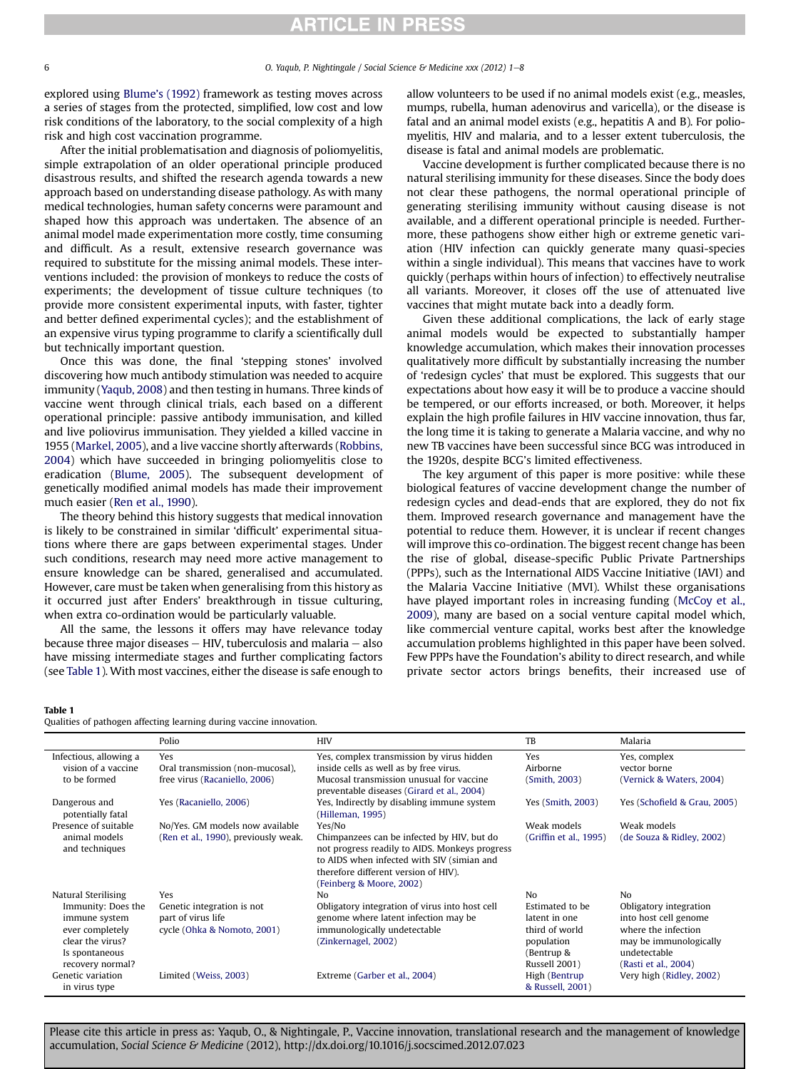explored using Blume's (1992) framework as testing moves across a series of stages from the protected, simplified, low cost and low risk conditions of the laboratory, to the social complexity of a high risk and high cost vaccination programme.

After the initial problematisation and diagnosis of poliomyelitis, simple extrapolation of an older operational principle produced disastrous results, and shifted the research agenda towards a new approach based on understanding disease pathology. As with many medical technologies, human safety concerns were paramount and shaped how this approach was undertaken. The absence of an animal model made experimentation more costly, time consuming and difficult. As a result, extensive research governance was required to substitute for the missing animal models. These interventions included: the provision of monkeys to reduce the costs of experiments; the development of tissue culture techniques (to provide more consistent experimental inputs, with faster, tighter and better defined experimental cycles); and the establishment of an expensive virus typing programme to clarify a scientifically dull but technically important question.

Once this was done, the final 'stepping stones' involved discovering how much antibody stimulation was needed to acquire immunity (Yaqub, 2008) and then testing in humans. Three kinds of vaccine went through clinical trials, each based on a different operational principle: passive antibody immunisation, and killed and live poliovirus immunisation. They yielded a killed vaccine in 1955 (Markel, 2005), and a live vaccine shortly afterwards (Robbins, 2004) which have succeeded in bringing poliomyelitis close to eradication (Blume, 2005). The subsequent development of genetically modified animal models has made their improvement much easier (Ren et al., 1990).

The theory behind this history suggests that medical innovation is likely to be constrained in similar 'difficult' experimental situations where there are gaps between experimental stages. Under such conditions, research may need more active management to ensure knowledge can be shared, generalised and accumulated. However, care must be taken when generalising from this history as it occurred just after Enders' breakthrough in tissue culturing, when extra co-ordination would be particularly valuable.

All the same, the lessons it offers may have relevance today because three major diseases – HIV, tuberculosis and malaria – also have missing intermediate stages and further complicating factors (see Table 1). With most vaccines, either the disease is safe enough to allow volunteers to be used if no animal models exist (e.g., measles, mumps, rubella, human adenovirus and varicella), or the disease is fatal and an animal model exists (e.g., hepatitis A and B). For poliomyelitis, HIV and malaria, and to a lesser extent tuberculosis, the disease is fatal and animal models are problematic.

Vaccine development is further complicated because there is no natural sterilising immunity for these diseases. Since the body does not clear these pathogens, the normal operational principle of generating sterilising immunity without causing disease is not available, and a different operational principle is needed. Furthermore, these pathogens show either high or extreme genetic variation (HIV infection can quickly generate many quasi-species within a single individual). This means that vaccines have to work quickly (perhaps within hours of infection) to effectively neutralise all variants. Moreover, it closes off the use of attenuated live vaccines that might mutate back into a deadly form.

Given these additional complications, the lack of early stage animal models would be expected to substantially hamper knowledge accumulation, which makes their innovation processes qualitatively more difficult by substantially increasing the number of 'redesign cycles' that must be explored. This suggests that our expectations about how easy it will be to produce a vaccine should be tempered, or our efforts increased, or both. Moreover, it helps explain the high profile failures in HIV vaccine innovation, thus far, the long time it is taking to generate a Malaria vaccine, and why no new TB vaccines have been successful since BCG was introduced in the 1920s, despite BCG's limited effectiveness.

The key argument of this paper is more positive: while these biological features of vaccine development change the number of redesign cycles and dead-ends that are explored, they do not fix them. Improved research governance and management have the potential to reduce them. However, it is unclear if recent changes will improve this co-ordination. The biggest recent change has been the rise of global, disease-specific Public Private Partnerships (PPPs), such as the International AIDS Vaccine Initiative (IAVI) and the Malaria Vaccine Initiative (MVI). Whilst these organisations have played important roles in increasing funding (McCoy et al., 2009), many are based on a social venture capital model which, like commercial venture capital, works best after the knowledge accumulation problems highlighted in this paper have been solved. Few PPPs have the Foundation's ability to direct research, and while private sector actors brings benefits, their increased use of

**Table 1**
Qualities of pathogen affecting learning during vaccine innovation.

| | Polio | HIV | TB | Malaria |
|---|---|---|---|---|
| Infectious, allowing a vision of a vaccine to be formed | Yes<br>Oral transmission (non-mucosal), free virus (Racaniello, 2006) | Yes, complex transmission by virus hidden inside cells as well as by free virus.<br>Mucosal transmission unusual for vaccine preventable diseases (Girard et al., 2004) | Yes<br>Airborne<br>(Smith, 2003) | Yes, complex vector borne<br>(Vernick & Waters, 2004) |
| Dangerous and potentially fatal | Yes (Racaniello, 2006) | Yes, Indirectly by disabling immune system (Hilleman, 1995) | Yes (Smith, 2003) | Yes (Schofield & Grau, 2005) |
| Presence of suitable animal models and techniques | No/Yes. GM models now available (Ren et al., 1990), previously weak. | Yes/No<br>Chimpanzees can be infected by HIV, but do not progress readily to AIDS. Monkeys progress to AIDS when infected with SIV (simian and therefore different version of HIV).<br>(Feinberg & Moore, 2002) | Weak models<br>(Griffin et al., 1995) | Weak models<br>(de Souza & Ridley, 2002) |
| Natural Sterilising Immunity: Does the immune system ever completely clear the virus? Is spontaneous recovery normal? | Yes<br>Genetic integration is not part of virus life cycle (Ohka & Nomoto, 2001) | No<br>Obligatory integration of virus into host cell genome where latent infection may be immunologically undetectable (Zinkernagel, 2002) | No<br>Estimated to be latent in one third of world population (Bentrup & Russell 2001) | No<br>Obligatory integration into host cell genome where the infection may be immunologically undetectable (Rasti et al., 2004) |
| Genetic variation in virus type | Limited (Weiss, 2003) | Extreme (Garber et al., 2004) | High (Bentrup & Russell, 2001) | Very high (Ridley, 2002) |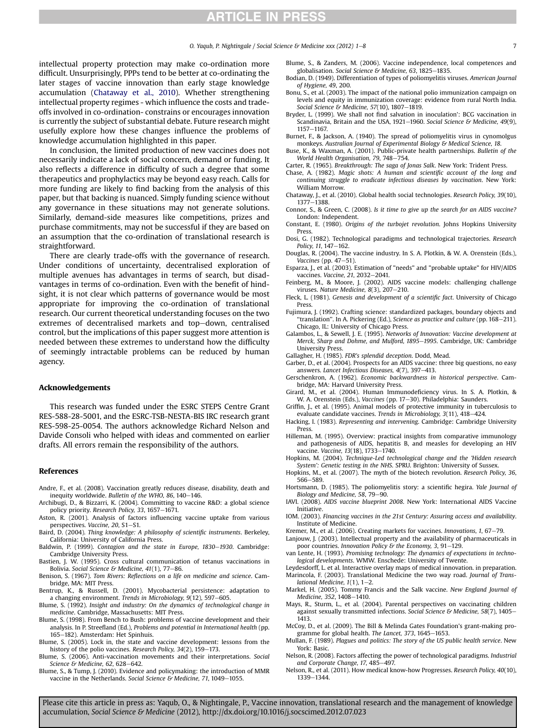intellectual property protection may make co-ordination more difficult. Unsurprisingly, PPPs tend to be better at co-ordinating the later stages of vaccine innovation than early stage knowledge accumulation (Chataway et al., 2010). Whether strengthening intellectual property regimes - which influence the costs and trade-offs involved in co-ordination- constrains or encourages innovation is currently the subject of substantial debate. Future research might usefully explore how these changes influence the problems of knowledge accumulation highlighted in this paper.

In conclusion, the limited production of new vaccines does not necessarily indicate a lack of social concern, demand or funding. It also reflects a difference in difficulty of such a degree that some therapeutics and prophylactics may be beyond easy reach. Calls for more funding are likely to find backing from the analysis of this paper, but that backing is nuanced. Simply funding science without any governance in these situations may not generate solutions. Similarly, demand-side measures like competitions, prizes and purchase commitments, may not be successful if they are based on an assumption that the co-ordination of translational research is straightforward.

There are clearly trade-offs with the governance of research. Under conditions of uncertainty, decentralised exploration of multiple avenues has advantages in terms of search, but disadvantages in terms of co-ordination. Even with the benefit of hindsight, it is not clear which patterns of governance would be most appropriate for improving the co-ordination of translational research. Our current theoretical understanding focuses on the two extremes of decentralised markets and top—down, centralised control, but the implications of this paper suggest more attention is needed between these extremes to understand how the difficulty of seemingly intractable problems can be reduced by human agency.

## Acknowledgements

This research was funded under the ESRC STEPS Centre Grant RES-588-28-5001, and the ESRC-TSB-NESTA-BIS IRC research grant RES-598-25-0054. The authors acknowledge Richard Nelson and Davide Consoli who helped with ideas and commented on earlier drafts. All errors remain the responsibility of the authors.

## References

Andre, F., et al. (2008). Vaccination greatly reduces disease, disability, death and inequity worldwide. *Bulletin of the WHO, 86*, 140—146.

Archibugi, D., & Bizzarri, K. (2004). Committing to vaccine R&D: a global science policy priority. *Research Policy, 33*, 1657—1671.

Aston, R. (2001). Analysis of factors influencing vaccine uptake from various perspectives. *Vaccine, 20*, S1—S1.

Baird, D. (2004). *Thing knowledge: A philosophy of scientific instruments*. Berkeley, California: University of California Press.

Baldwin, P. (1999). *Contagion and the state in Europe, 1830—1930*. Cambridge: Cambridge University Press.

Bastien, J. W. (1995). Cross cultural communication of tetanus vaccinations in Bolivia. *Social Science & Medicine, 41*(1), 77—86.

Benison, S. (1967). *Tom Rivers: Reflections on a life on medicine and science*. Cambridge, MA: MIT Press.

Bentrup, K., & Russell, D. (2001). Mycobacterial persistence: adaptation to a changing environment. *Trends in Microbiology, 9*(12), 597—605.

Blume, S. (1992). *Insight and industry: On the dynamics of technological change in medicine*. Cambridge, Massachusetts: MIT Press.

Blume, S. (1998). From Bench to Bush: problems of vaccine development and their analysis. In P. Streefland (Ed.), *Problems and potential in International health* (pp. 165—182). Amsterdam: Het Spinhuis.

Blume, S. (2005). Lock in, the state and vaccine development: lessons from the history of the polio vaccines. *Research Policy, 34*(2), 159—173.

Blume, S. (2006). Anti-vaccination movements and their interpretations. *Social Science & Medicine, 62*, 628—642.

Blume, S., & Tump, J. (2010). Evidence and policymaking: the introduction of MMR vaccine in the Netherlands. *Social Science & Medicine, 71*, 1049—1055.

Blume, S., & Zanders, M. (2006). Vaccine independence, local competences and globalisation. *Social Science & Medicine, 63*, 1825—1835.

Bodian, D. (1949). Differentiation of types of poliomyelitis viruses. *American Journal of Hygiene, 49*, 200.

Bonu, S., et al. (2003). The impact of the national polio immunization campaign on levels and equity in immunization coverage: evidence from rural North India. *Social Science & Medicine, 57*(10), 1807—1819.

Bryder, L. (1999). We shall not find salvation in inoculation': BCG vaccination in Scandinavia, Britain and the USA, 1921—1960. *Social Science & Medicine, 49*(9), 1157—1167.

Burnet, F., & Jackson, A. (1940). The spread of poliomyelitis virus in cynomolgus monkeys. *Australian Journal of Experimental Biology & Medical Science, 18*.

Buse, K., & Waxman, A. (2001). Public-private health partnerships. *Bulletin of the World Health Organisation, 79*, 748—754.

Carter, R. (1965). *Breakthrough: The saga of Jonas Salk*. New York: Trident Press.

Chase, A. (1982). *Magic shots: A human and scientific account of the long and continuing struggle to eradicate infectious diseases by vaccination*. New York: William Morrow.

Chataway, J., et al. (2010). Global health social technologies. *Research Policy, 39*(10), 1377—1388.

Connor, S., & Green, C. (2008). *Is it time to give up the search for an AIDS vaccine?* London: Independent.

Constant, E. (1980). *Origins of the turbojet revolution*. Johns Hopkins University Press.

Dosi, G. (1982). Technological paradigms and technological trajectories. *Research Policy, 11*, 147—162.

Douglas, R. (2004). The vaccine industry. In S. A. Plotkin, & W. A. Orenstein (Eds.), *Vaccines* (pp. 47—51).

Esparza, J., et al. (2003). Estimation of "needs" and "probable uptake" for HIV/AIDS vaccines. *Vaccine, 21*, 2032—2041.

Feinberg, M., & Moore, J. (2002). AIDS vaccine models: challenging challenge viruses. *Nature Medicine, 8*(3), 207—210.

Fleck, L. (1981). *Genesis and development of a scientific fact*. University of Chicago Press.

Fujimura, J. (1992). Crafting science: standardized packages, boundary objects and "translation". In A. Pickering (Ed.), *Science as practice and culture* (pp. 168—211). Chicago, IL: University of Chicago Press.

Galambos, L., & Sewell, J. E. (1995). *Networks of Innovation: Vaccine development at Merck, Sharp and Dohme, and Mulford, 1895—1995*. Cambridge, UK: Cambridge University Press.

Gallagher, H. (1985). *FDR's splendid deception*. Dodd, Mead.

Garber, D., et al. (2004). Prospects for an AIDS vaccine: three big questions, no easy answers. *Lancet Infectious Diseases, 4*(7), 397—413.

Gerschenkron, A. (1962). *Economic backwardness in historical perspective*. Cambridge, MA: Harvard University Press.

Girard, M., et al. (2004). Human Immunodeficiency virus. In S. A. Plotkin, & W. A. Orenstein (Eds.), *Vaccines* (pp. 17—30). Philadelphia: Saunders.

Griffin, J., et al. (1995). Animal models of protective immunity in tuberculosis to evaluate candidate vaccines. *Trends in Microbiology, 3*(11), 418—424.

Hacking, I. (1983). *Representing and intervening*. Cambridge: Cambridge University Press.

Hilleman, M. (1995). Overview: practical insights from comparative immunology and pathogenesis of AIDS, hepatitis B, and measles for developing an HIV vaccine. *Vaccine, 13*(18), 1733—1740.

Hopkins, M. (2004). *Technique-Led technological change and the 'Hidden research System': Genetic testing in the NHS*. SPRU. Brighton: University of Sussex.

Hopkins, M., et al. (2007). The myth of the biotech revolution. *Research Policy, 36*, 566—589.

Hortsmann, D. (1985). The poliomyelitis story: a scientific hegira. *Yale Journal of Biology and Medicine, 58*, 79—90.

IAVI. (2008). *AIDS vaccine blueprint 2008*. New York: International AIDS Vaccine Initiative.

IOM. (2003). *Financing vaccines in the 21st Century: Assuring access and availability*. Institute of Medicine.

Kremer, M., et al. (2006). Creating markets for vaccines. *Innovations, 1*, 67—79.

Lanjouw, J. (2003). Intellectual property and the availability of pharmaceuticals in poor countries. *Innovation Policy & the Economy, 3*, 91—129.

van Lente, H. (1993). *Promising technology: The dynamics of expectations in technological developments*. WMW. Enschede: University of Twente.

Leydesdorff, L. et al. Interactive overlay maps of medical innovation. in preparation.

Marincola, F. (2003). Translational Medicine the two way road. *Journal of Translational Medicine, 1*(1), 1—2.

Markel, H. (2005). Tommy Francis and the Salk vaccine. *New England Journal of Medicine, 352*, 1408—1410.

Mays, R., Sturm, L., et al. (2004). Parental perspectives on vaccinating children against sexually transmitted infections. *Social Science & Medicine, 58*(7), 1405—1413.

McCoy, D., et al. (2009). The Bill & Melinda Gates Foundation's grant-making programme for global health. *The Lancet, 373*, 1645—1653.

Mullan, F. (1989). *Plagues and politics: The story of the US public health service*. New York: Basic.

Nelson, R. (2008). Factors affecting the power of technological paradigms. *Industrial and Corporate Change, 17*, 485—497.

Nelson, R., et al. (2011). How medical know-how Progresses. *Research Policy, 40*(10), 1339—1344.

Please cite this article in press as: Yaqub, O., & Nightingale, P., Vaccine innovation, translational research and the management of knowledge accumulation, *Social Science & Medicine* (2012), http://dx.doi.org/10.1016/j.socscimed.2012.07.023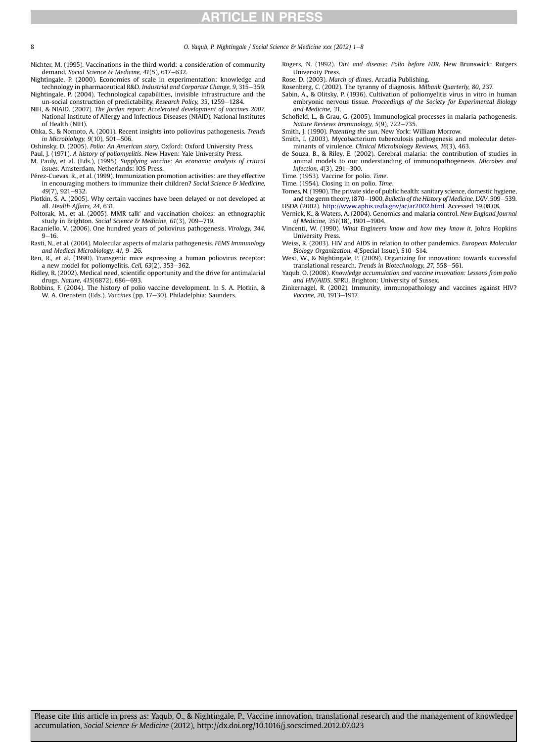Nichter, M. (1995). Vaccinations in the third world: a consideration of community demand. *Social Science & Medicine, 41*(5), 617–632.

Nightingale, P. (2000). Economies of scale in experimentation: knowledge and technology in pharmaceutical R&D. *Industrial and Corporate Change, 9*, 315–359.

Nightingale, P. (2004). Technological capabilities, invisible infrastructure and the un-social construction of predictability. *Research Policy, 33*, 1259–1284.

NIH, & NIAID. (2007). *The Jordan report: Accelerated development of vaccines 2007*. National Institute of Allergy and Infectious Diseases (NIAID), National Institutes of Health (NIH).

Ohka, S., & Nomoto, A. (2001). Recent insights into poliovirus pathogenesis. *Trends in Microbiology, 9*(10), 501–506.

Oshinsky, D. (2005). *Polio: An American story*. Oxford: Oxford University Press.

Paul, J. (1971). *A history of poliomyelitis*. New Haven: Yale University Press.

M. Pauly, et al. (Eds.), (1995). *Supplying vaccine: An economic analysis of critical issues*. Amsterdam, Netherlands: IOS Press.

Pérez-Cuevas, R., et al. (1999). Immunization promotion activities: are they effective in encouraging mothers to immunize their children? *Social Science & Medicine, 49*(7), 921–932.

Plotkin, S. A. (2005). Why certain vaccines have been delayed or not developed at all. *Health Affairs, 24*, 631.

Poltorak, M., et al. (2005). MMR talk' and vaccination choices: an ethnographic study in Brighton. *Social Science & Medicine, 61*(3), 709–719.

Racaniello, V. (2006). One hundred years of poliovirus pathogenesis. *Virology, 344*, 9–16.

Rasti, N., et al. (2004). Molecular aspects of malaria pathogenesis. *FEMS Immunology and Medical Microbiology, 41*, 9–26.

Ren, R., et al. (1990). Transgenic mice expressing a human poliovirus receptor: a new model for poliomyelitis. *Cell, 63*(2), 353–362.

Ridley, R. (2002). Medical need, scientific opportunity and the drive for antimalarial drugs. *Nature, 415*(6872), 686–693.

Robbins, F. (2004). The history of polio vaccine development. In S. A. Plotkin, & W. A. Orenstein (Eds.), *Vaccines* (pp. 17–30). Philadelphia: Saunders.

Rogers, N. (1992). *Dirt and disease: Polio before FDR*. New Brunswick: Rutgers University Press.

Rose, D. (2003). *March of dimes*. Arcadia Publishing.

Rosenberg, C. (2002). The tyranny of diagnosis. *Milbank Quarterly, 80*, 237.

Sabin, A., & Olitsky, P. (1936). Cultivation of poliomyelitis virus in vitro in human embryonic nervous tissue. *Proceedings of the Society for Experimental Biology and Medicine, 31*.

Schofield, L., & Grau, G. (2005). Immunological processes in malaria pathogenesis. *Nature Reviews Immunology, 5*(9), 722–735.

Smith, J. (1990). *Patenting the sun*. New York: William Morrow.

Smith, I. (2003). Mycobacterium tuberculosis pathogenesis and molecular determinants of virulence. *Clinical Microbiology Reviews, 16*(3), 463.

de Souza, B., & Riley, E. (2002). Cerebral malaria: the contribution of studies in animal models to our understanding of immunopathogenesis. *Microbes and Infection, 4*(3), 291–300.

Time. (1953). Vaccine for polio. *Time*.

Time. (1954). Closing in on polio. *Time*.

Tomes, N. (1990). The private side of public health: sanitary science, domestic hygiene, and the germ theory, 1870–1900. *Bulletin of the History of Medicine, LXIV*, 509–539.

USDA (2002). http://www.aphis.usda.gov/ac/ar2002.html. Accessed 19.08.08.

Vernick, K., & Waters, A. (2004). Genomics and malaria control. *New England Journal of Medicine, 351*(18), 1901–1904.

Vincenti, W. (1990). *What Engineers know and how they know it*. Johns Hopkins University Press.

Weiss, R. (2003). HIV and AIDS in relation to other pandemics. *European Molecular Biology Organization, 4*(Special Issue), S10–S14.

West, W., & Nightingale, P. (2009). Organizing for innovation: towards successful translational research. *Trends in Biotechnology, 27*, 558–561.

Yaqub, O. (2008). *Knowledge accumulation and vaccine innovation: Lessons from polio and HIV/AIDS*. SPRU. Brighton: University of Sussex.

Zinkernagel, R. (2002). Immunity, immunopathology and vaccines against HIV? *Vaccine, 20*, 1913–1917.